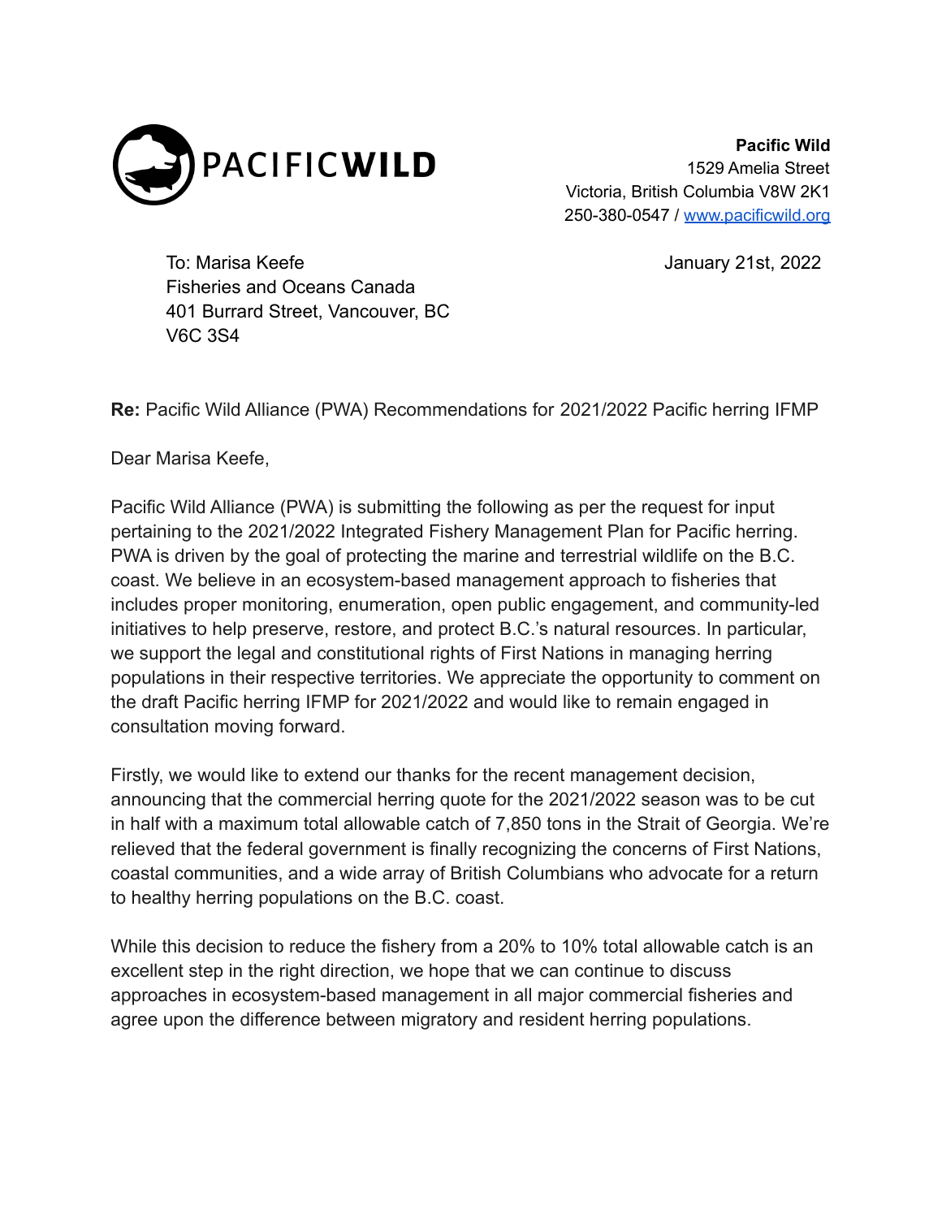PACIFIC**WILD**

**Pacific Wild**
1529 Amelia Street
Victoria, British Columbia V8W 2K1
250-380-0547 / [www.pacificwild.org](http://www.pacificwild.org)

To: Marisa Keefe
Fisheries and Oceans Canada
401 Burrard Street, Vancouver, BC
V6C 3S4

January 21st, 2022

**Re:** Pacific Wild Alliance (PWA) Recommendations for 2021/2022 Pacific herring IFMP

Dear Marisa Keefe,

Pacific Wild Alliance (PWA) is submitting the following as per the request for input pertaining to the 2021/2022 Integrated Fishery Management Plan for Pacific herring. PWA is driven by the goal of protecting the marine and terrestrial wildlife on the B.C. coast. We believe in an ecosystem-based management approach to fisheries that includes proper monitoring, enumeration, open public engagement, and community-led initiatives to help preserve, restore, and protect B.C.'s natural resources. In particular, we support the legal and constitutional rights of First Nations in managing herring populations in their respective territories. We appreciate the opportunity to comment on the draft Pacific herring IFMP for 2021/2022 and would like to remain engaged in consultation moving forward.

Firstly, we would like to extend our thanks for the recent management decision, announcing that the commercial herring quote for the 2021/2022 season was to be cut in half with a maximum total allowable catch of 7,850 tons in the Strait of Georgia. We're relieved that the federal government is finally recognizing the concerns of First Nations, coastal communities, and a wide array of British Columbians who advocate for a return to healthy herring populations on the B.C. coast.

While this decision to reduce the fishery from a 20% to 10% total allowable catch is an excellent step in the right direction, we hope that we can continue to discuss approaches in ecosystem-based management in all major commercial fisheries and agree upon the difference between migratory and resident herring populations.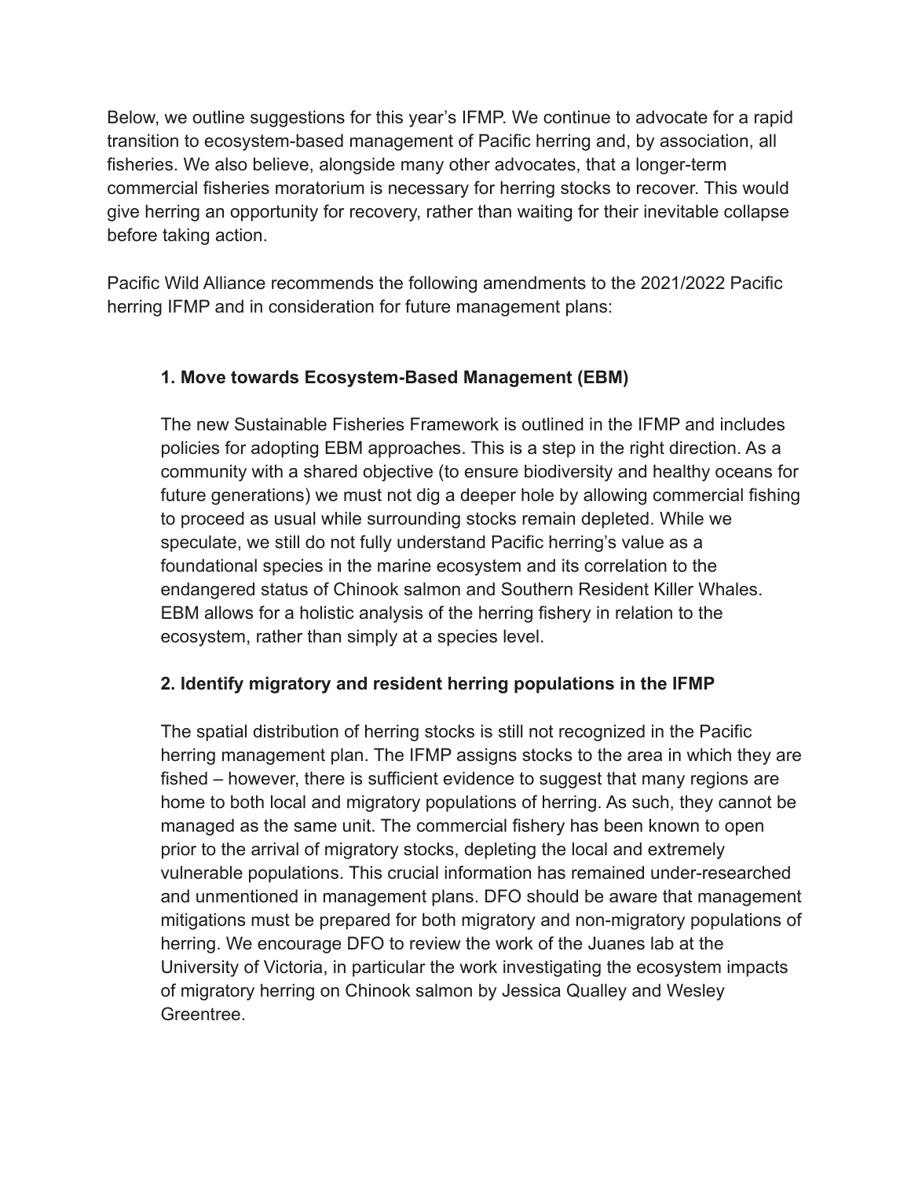Below, we outline suggestions for this year's IFMP. We continue to advocate for a rapid transition to ecosystem-based management of Pacific herring and, by association, all fisheries. We also believe, alongside many other advocates, that a longer-term commercial fisheries moratorium is necessary for herring stocks to recover. This would give herring an opportunity for recovery, rather than waiting for their inevitable collapse before taking action.

Pacific Wild Alliance recommends the following amendments to the 2021/2022 Pacific herring IFMP and in consideration for future management plans:

**1. Move towards Ecosystem-Based Management (EBM)**

The new Sustainable Fisheries Framework is outlined in the IFMP and includes policies for adopting EBM approaches. This is a step in the right direction. As a community with a shared objective (to ensure biodiversity and healthy oceans for future generations) we must not dig a deeper hole by allowing commercial fishing to proceed as usual while surrounding stocks remain depleted. While we speculate, we still do not fully understand Pacific herring's value as a foundational species in the marine ecosystem and its correlation to the endangered status of Chinook salmon and Southern Resident Killer Whales. EBM allows for a holistic analysis of the herring fishery in relation to the ecosystem, rather than simply at a species level.

**2. Identify migratory and resident herring populations in the IFMP**

The spatial distribution of herring stocks is still not recognized in the Pacific herring management plan. The IFMP assigns stocks to the area in which they are fished – however, there is sufficient evidence to suggest that many regions are home to both local and migratory populations of herring. As such, they cannot be managed as the same unit. The commercial fishery has been known to open prior to the arrival of migratory stocks, depleting the local and extremely vulnerable populations. This crucial information has remained under-researched and unmentioned in management plans. DFO should be aware that management mitigations must be prepared for both migratory and non-migratory populations of herring. We encourage DFO to review the work of the Juanes lab at the University of Victoria, in particular the work investigating the ecosystem impacts of migratory herring on Chinook salmon by Jessica Qualley and Wesley Greentree.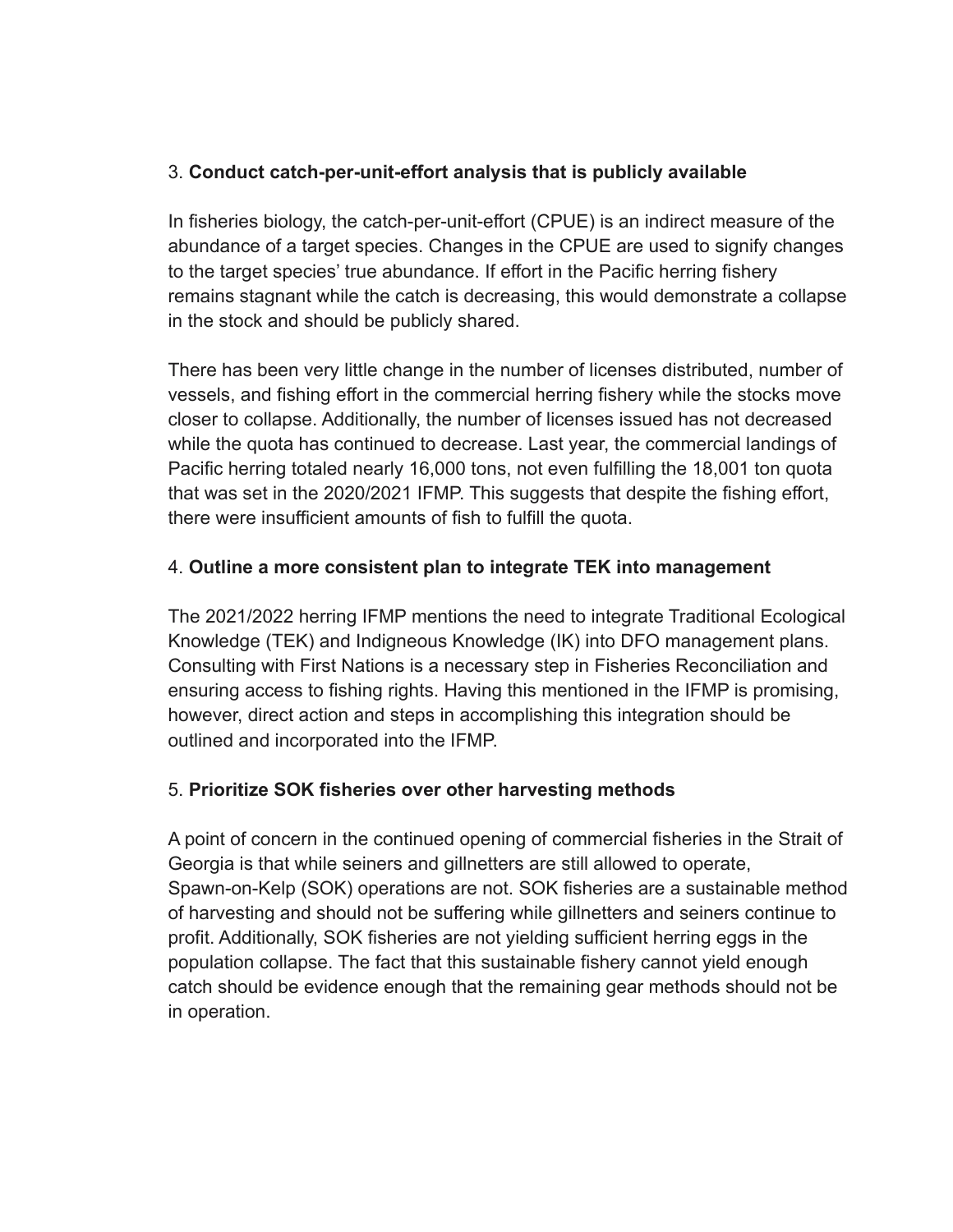3. **Conduct catch-per-unit-effort analysis that is publicly available**

In fisheries biology, the catch-per-unit-effort (CPUE) is an indirect measure of the abundance of a target species. Changes in the CPUE are used to signify changes to the target species' true abundance. If effort in the Pacific herring fishery remains stagnant while the catch is decreasing, this would demonstrate a collapse in the stock and should be publicly shared.

There has been very little change in the number of licenses distributed, number of vessels, and fishing effort in the commercial herring fishery while the stocks move closer to collapse. Additionally, the number of licenses issued has not decreased while the quota has continued to decrease. Last year, the commercial landings of Pacific herring totaled nearly 16,000 tons, not even fulfilling the 18,001 ton quota that was set in the 2020/2021 IFMP. This suggests that despite the fishing effort, there were insufficient amounts of fish to fulfill the quota.

4. **Outline a more consistent plan to integrate TEK into management**

The 2021/2022 herring IFMP mentions the need to integrate Traditional Ecological Knowledge (TEK) and Indigneous Knowledge (IK) into DFO management plans. Consulting with First Nations is a necessary step in Fisheries Reconciliation and ensuring access to fishing rights. Having this mentioned in the IFMP is promising, however, direct action and steps in accomplishing this integration should be outlined and incorporated into the IFMP.

5. **Prioritize SOK fisheries over other harvesting methods**

A point of concern in the continued opening of commercial fisheries in the Strait of Georgia is that while seiners and gillnetters are still allowed to operate, Spawn-on-Kelp (SOK) operations are not. SOK fisheries are a sustainable method of harvesting and should not be suffering while gillnetters and seiners continue to profit. Additionally, SOK fisheries are not yielding sufficient herring eggs in the population collapse. The fact that this sustainable fishery cannot yield enough catch should be evidence enough that the remaining gear methods should not be in operation.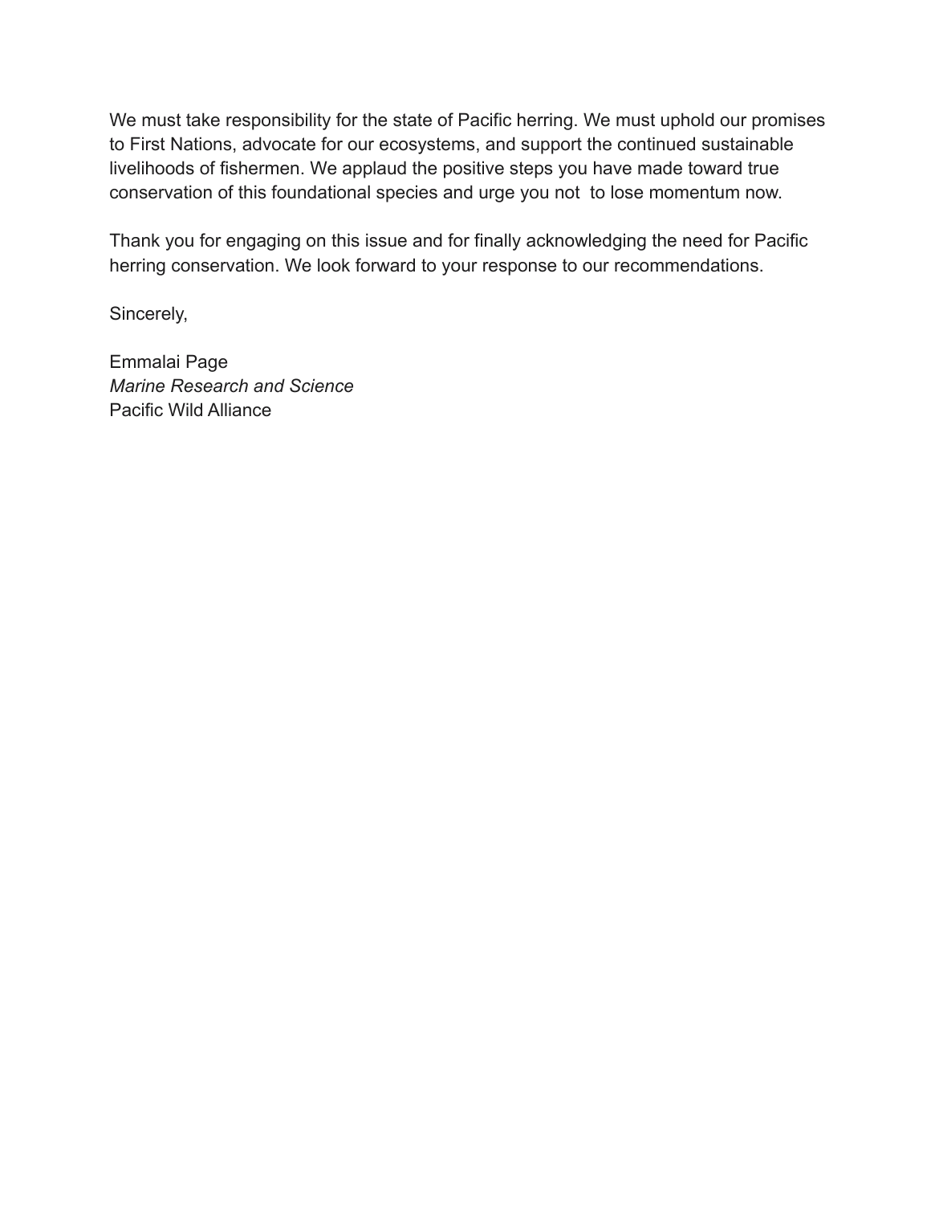We must take responsibility for the state of Pacific herring. We must uphold our promises to First Nations, advocate for our ecosystems, and support the continued sustainable livelihoods of fishermen. We applaud the positive steps you have made toward true conservation of this foundational species and urge you not  to lose momentum now.

Thank you for engaging on this issue and for finally acknowledging the need for Pacific herring conservation. We look forward to your response to our recommendations.

Sincerely,

Emmalai Page
*Marine Research and Science*
Pacific Wild Alliance